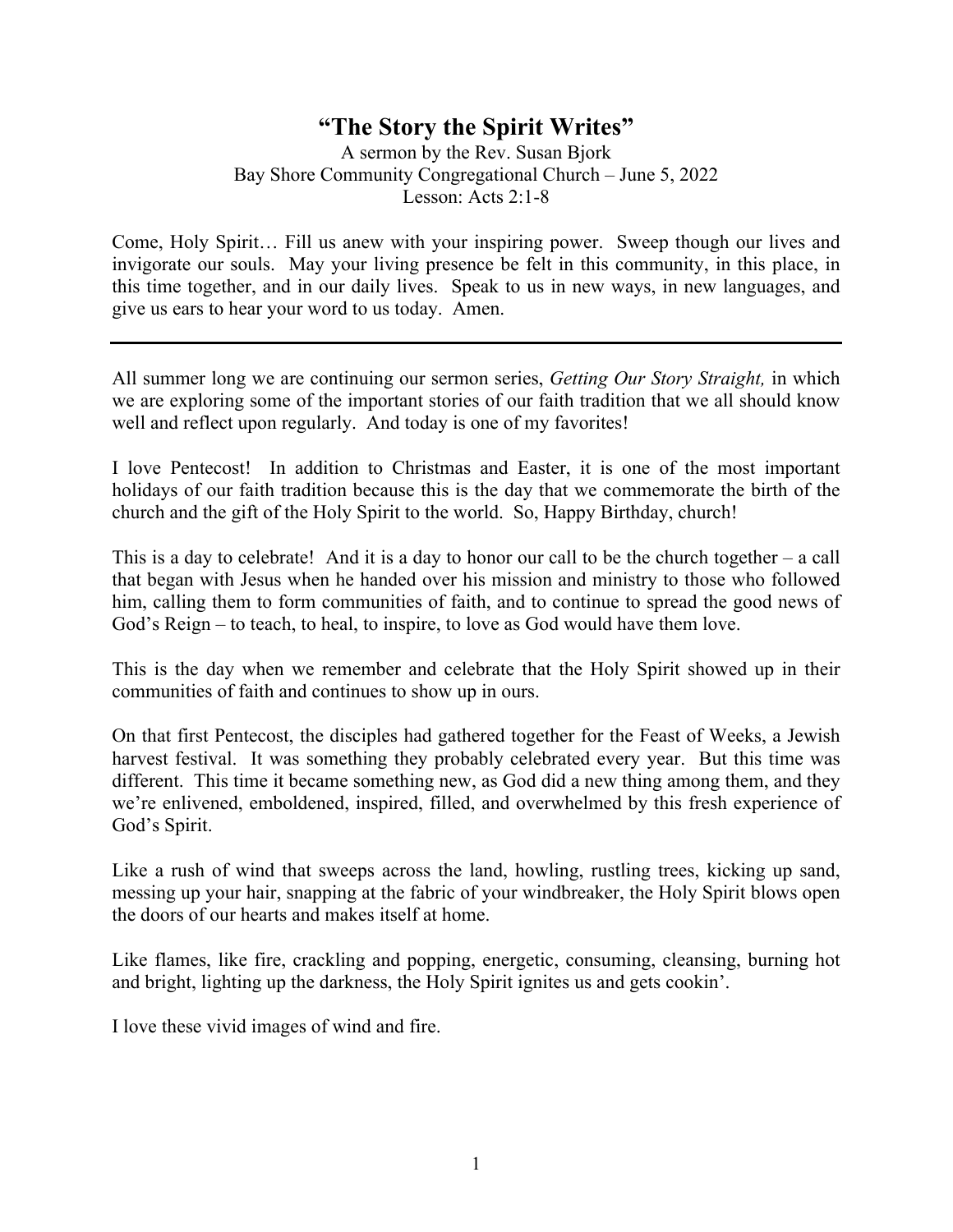# “The Story the Spirit Writes”

A sermon by the Rev. Susan Bjork
Bay Shore Community Congregational Church – June 5, 2022
Lesson: Acts 2:1-8

Come, Holy Spirit… Fill us anew with your inspiring power. Sweep though our lives and invigorate our souls. May your living presence be felt in this community, in this place, in this time together, and in our daily lives. Speak to us in new ways, in new languages, and give us ears to hear your word to us today. Amen.

---

All summer long we are continuing our sermon series, *Getting Our Story Straight,* in which we are exploring some of the important stories of our faith tradition that we all should know well and reflect upon regularly. And today is one of my favorites!

I love Pentecost! In addition to Christmas and Easter, it is one of the most important holidays of our faith tradition because this is the day that we commemorate the birth of the church and the gift of the Holy Spirit to the world. So, Happy Birthday, church!

This is a day to celebrate! And it is a day to honor our call to be the church together – a call that began with Jesus when he handed over his mission and ministry to those who followed him, calling them to form communities of faith, and to continue to spread the good news of God’s Reign – to teach, to heal, to inspire, to love as God would have them love.

This is the day when we remember and celebrate that the Holy Spirit showed up in their communities of faith and continues to show up in ours.

On that first Pentecost, the disciples had gathered together for the Feast of Weeks, a Jewish harvest festival. It was something they probably celebrated every year. But this time was different. This time it became something new, as God did a new thing among them, and they we’re enlivened, emboldened, inspired, filled, and overwhelmed by this fresh experience of God’s Spirit.

Like a rush of wind that sweeps across the land, howling, rustling trees, kicking up sand, messing up your hair, snapping at the fabric of your windbreaker, the Holy Spirit blows open the doors of our hearts and makes itself at home.

Like flames, like fire, crackling and popping, energetic, consuming, cleansing, burning hot and bright, lighting up the darkness, the Holy Spirit ignites us and gets cookin’.

I love these vivid images of wind and fire.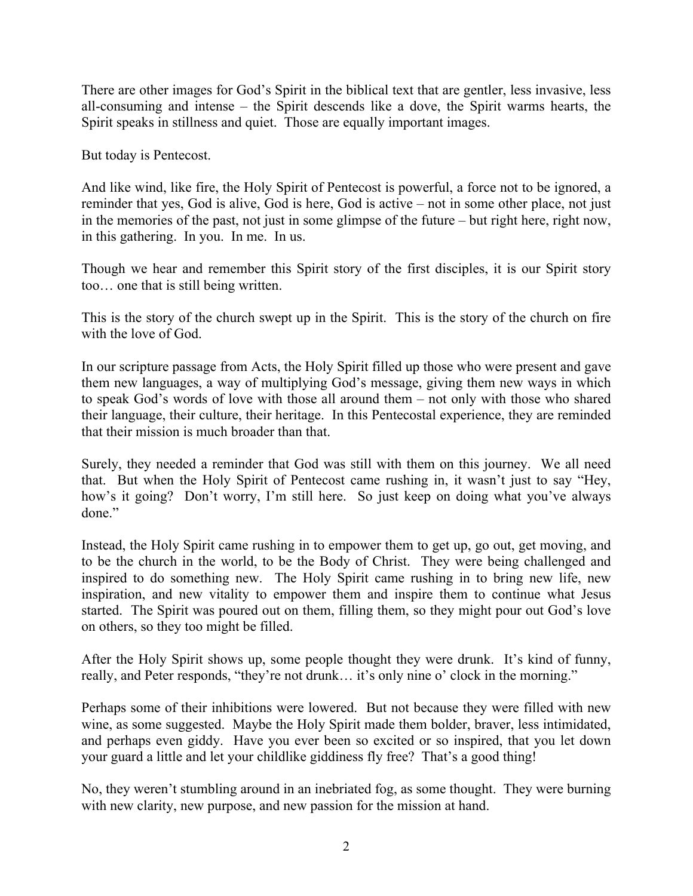There are other images for God's Spirit in the biblical text that are gentler, less invasive, less all-consuming and intense – the Spirit descends like a dove, the Spirit warms hearts, the Spirit speaks in stillness and quiet. Those are equally important images.

But today is Pentecost.

And like wind, like fire, the Holy Spirit of Pentecost is powerful, a force not to be ignored, a reminder that yes, God is alive, God is here, God is active – not in some other place, not just in the memories of the past, not just in some glimpse of the future – but right here, right now, in this gathering. In you. In me. In us.

Though we hear and remember this Spirit story of the first disciples, it is our Spirit story too… one that is still being written.

This is the story of the church swept up in the Spirit. This is the story of the church on fire with the love of God.

In our scripture passage from Acts, the Holy Spirit filled up those who were present and gave them new languages, a way of multiplying God's message, giving them new ways in which to speak God's words of love with those all around them – not only with those who shared their language, their culture, their heritage. In this Pentecostal experience, they are reminded that their mission is much broader than that.

Surely, they needed a reminder that God was still with them on this journey. We all need that. But when the Holy Spirit of Pentecost came rushing in, it wasn't just to say "Hey, how's it going? Don't worry, I'm still here. So just keep on doing what you've always done."

Instead, the Holy Spirit came rushing in to empower them to get up, go out, get moving, and to be the church in the world, to be the Body of Christ. They were being challenged and inspired to do something new. The Holy Spirit came rushing in to bring new life, new inspiration, and new vitality to empower them and inspire them to continue what Jesus started. The Spirit was poured out on them, filling them, so they might pour out God's love on others, so they too might be filled.

After the Holy Spirit shows up, some people thought they were drunk. It's kind of funny, really, and Peter responds, "they're not drunk… it's only nine o' clock in the morning."

Perhaps some of their inhibitions were lowered. But not because they were filled with new wine, as some suggested. Maybe the Holy Spirit made them bolder, braver, less intimidated, and perhaps even giddy. Have you ever been so excited or so inspired, that you let down your guard a little and let your childlike giddiness fly free? That's a good thing!

No, they weren't stumbling around in an inebriated fog, as some thought. They were burning with new clarity, new purpose, and new passion for the mission at hand.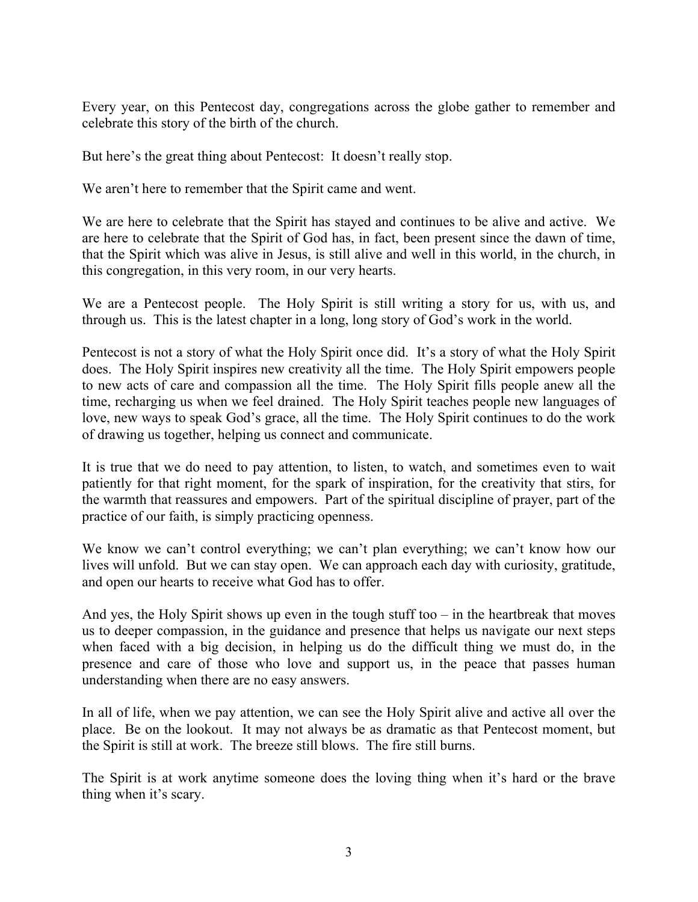Every year, on this Pentecost day, congregations across the globe gather to remember and celebrate this story of the birth of the church.

But here's the great thing about Pentecost: It doesn't really stop.

We aren't here to remember that the Spirit came and went.

We are here to celebrate that the Spirit has stayed and continues to be alive and active. We are here to celebrate that the Spirit of God has, in fact, been present since the dawn of time, that the Spirit which was alive in Jesus, is still alive and well in this world, in the church, in this congregation, in this very room, in our very hearts.

We are a Pentecost people. The Holy Spirit is still writing a story for us, with us, and through us. This is the latest chapter in a long, long story of God's work in the world.

Pentecost is not a story of what the Holy Spirit once did. It's a story of what the Holy Spirit does. The Holy Spirit inspires new creativity all the time. The Holy Spirit empowers people to new acts of care and compassion all the time. The Holy Spirit fills people anew all the time, recharging us when we feel drained. The Holy Spirit teaches people new languages of love, new ways to speak God's grace, all the time. The Holy Spirit continues to do the work of drawing us together, helping us connect and communicate.

It is true that we do need to pay attention, to listen, to watch, and sometimes even to wait patiently for that right moment, for the spark of inspiration, for the creativity that stirs, for the warmth that reassures and empowers. Part of the spiritual discipline of prayer, part of the practice of our faith, is simply practicing openness.

We know we can't control everything; we can't plan everything; we can't know how our lives will unfold. But we can stay open. We can approach each day with curiosity, gratitude, and open our hearts to receive what God has to offer.

And yes, the Holy Spirit shows up even in the tough stuff too – in the heartbreak that moves us to deeper compassion, in the guidance and presence that helps us navigate our next steps when faced with a big decision, in helping us do the difficult thing we must do, in the presence and care of those who love and support us, in the peace that passes human understanding when there are no easy answers.

In all of life, when we pay attention, we can see the Holy Spirit alive and active all over the place. Be on the lookout. It may not always be as dramatic as that Pentecost moment, but the Spirit is still at work. The breeze still blows. The fire still burns.

The Spirit is at work anytime someone does the loving thing when it's hard or the brave thing when it's scary.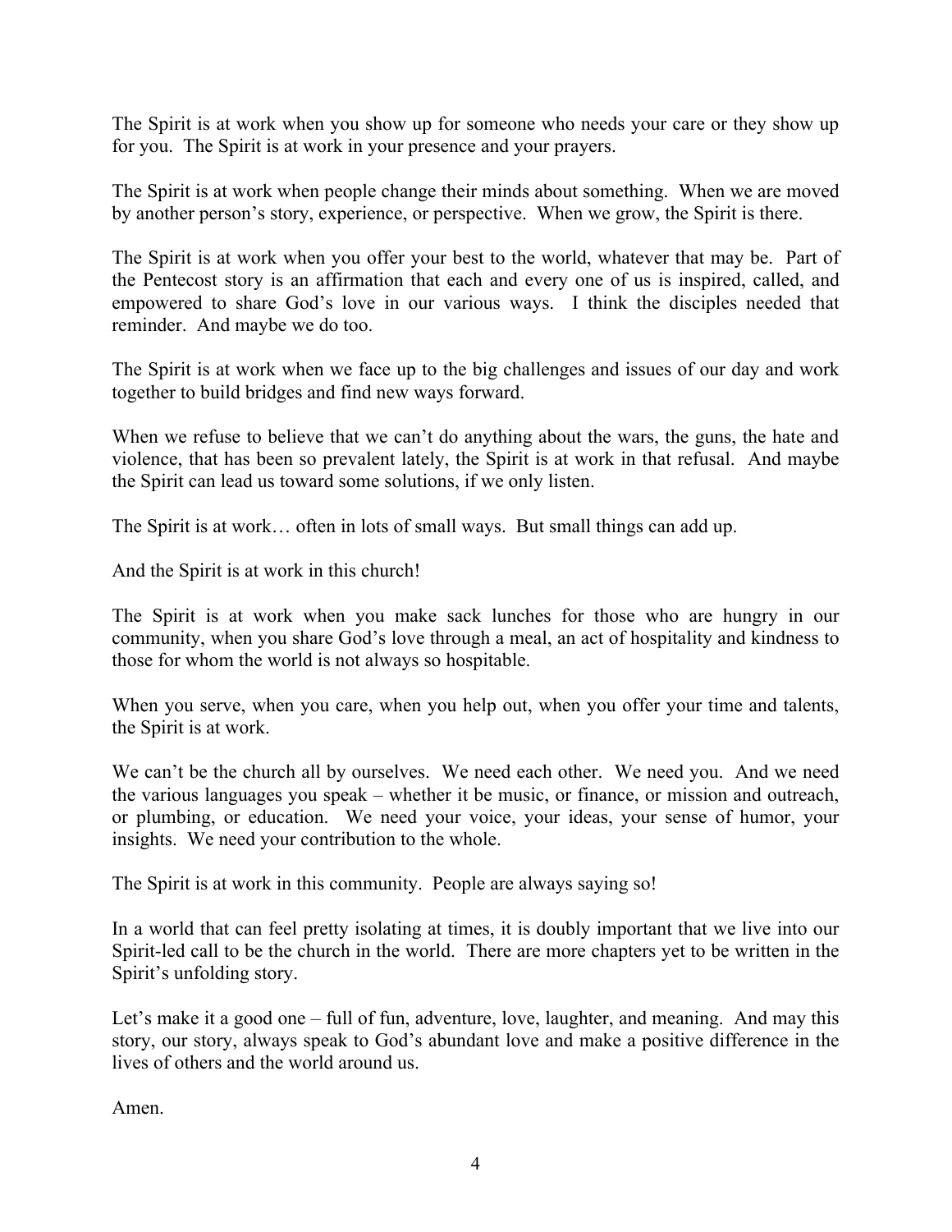The Spirit is at work when you show up for someone who needs your care or they show up for you. The Spirit is at work in your presence and your prayers.

The Spirit is at work when people change their minds about something. When we are moved by another person's story, experience, or perspective. When we grow, the Spirit is there.

The Spirit is at work when you offer your best to the world, whatever that may be. Part of the Pentecost story is an affirmation that each and every one of us is inspired, called, and empowered to share God's love in our various ways. I think the disciples needed that reminder. And maybe we do too.

The Spirit is at work when we face up to the big challenges and issues of our day and work together to build bridges and find new ways forward.

When we refuse to believe that we can't do anything about the wars, the guns, the hate and violence, that has been so prevalent lately, the Spirit is at work in that refusal. And maybe the Spirit can lead us toward some solutions, if we only listen.

The Spirit is at work… often in lots of small ways. But small things can add up.

And the Spirit is at work in this church!

The Spirit is at work when you make sack lunches for those who are hungry in our community, when you share God's love through a meal, an act of hospitality and kindness to those for whom the world is not always so hospitable.

When you serve, when you care, when you help out, when you offer your time and talents, the Spirit is at work.

We can't be the church all by ourselves. We need each other. We need you. And we need the various languages you speak – whether it be music, or finance, or mission and outreach, or plumbing, or education. We need your voice, your ideas, your sense of humor, your insights. We need your contribution to the whole.

The Spirit is at work in this community. People are always saying so!

In a world that can feel pretty isolating at times, it is doubly important that we live into our Spirit-led call to be the church in the world. There are more chapters yet to be written in the Spirit's unfolding story.

Let's make it a good one – full of fun, adventure, love, laughter, and meaning. And may this story, our story, always speak to God's abundant love and make a positive difference in the lives of others and the world around us.

Amen.